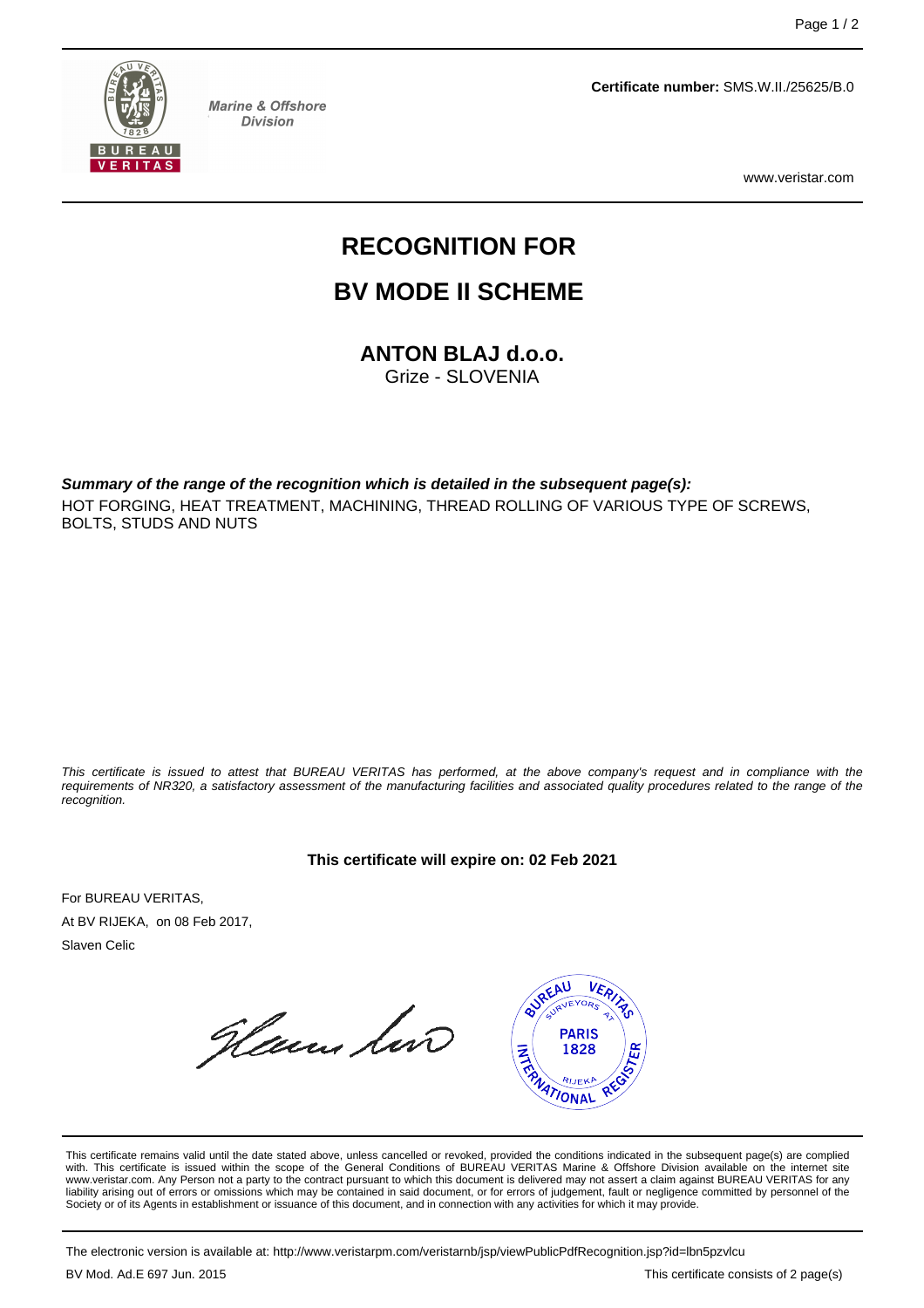Marine & Offshore Division

**Certificate number:** SMS.W.II./25625/B.0

www.veristar.com

# RECOGNITION FOR

# BV MODE II SCHEME

## ANTON BLAJ d.o.o.

Grize - SLOVENIA

***Summary of the range of the recognition which is detailed in the subsequent page(s):***

HOT FORGING, HEAT TREATMENT, MACHINING, THREAD ROLLING OF VARIOUS TYPE OF SCREWS, BOLTS, STUDS AND NUTS

*This certificate is issued to attest that BUREAU VERITAS has performed, at the above company's request and in compliance with the requirements of NR320, a satisfactory assessment of the manufacturing facilities and associated quality procedures related to the range of the recognition.*

**This certificate will expire on: 02 Feb 2021**

For BUREAU VERITAS,

At BV RIJEKA, on 08 Feb 2017,

Slaven Celic

This certificate remains valid until the date stated above, unless cancelled or revoked, provided the conditions indicated in the subsequent page(s) are complied with. This certificate is issued within the scope of the General Conditions of BUREAU VERITAS Marine & Offshore Division available on the internet site www.veristar.com. Any Person not a party to the contract pursuant to which this document is delivered may not assert a claim against BUREAU VERITAS for any liability arising out of errors or omissions which may be contained in said document, or for errors of judgement, fault or negligence committed by personnel of the Society or of its Agents in establishment or issuance of this document, and in connection with any activities for which it may provide.

The electronic version is available at: http://www.veristarpm.com/veristarnb/jsp/viewPublicPdfRecognition.jsp?id=lbn5pzvlcu

BV Mod. Ad.E 697 Jun. 2015

This certificate consists of 2 page(s)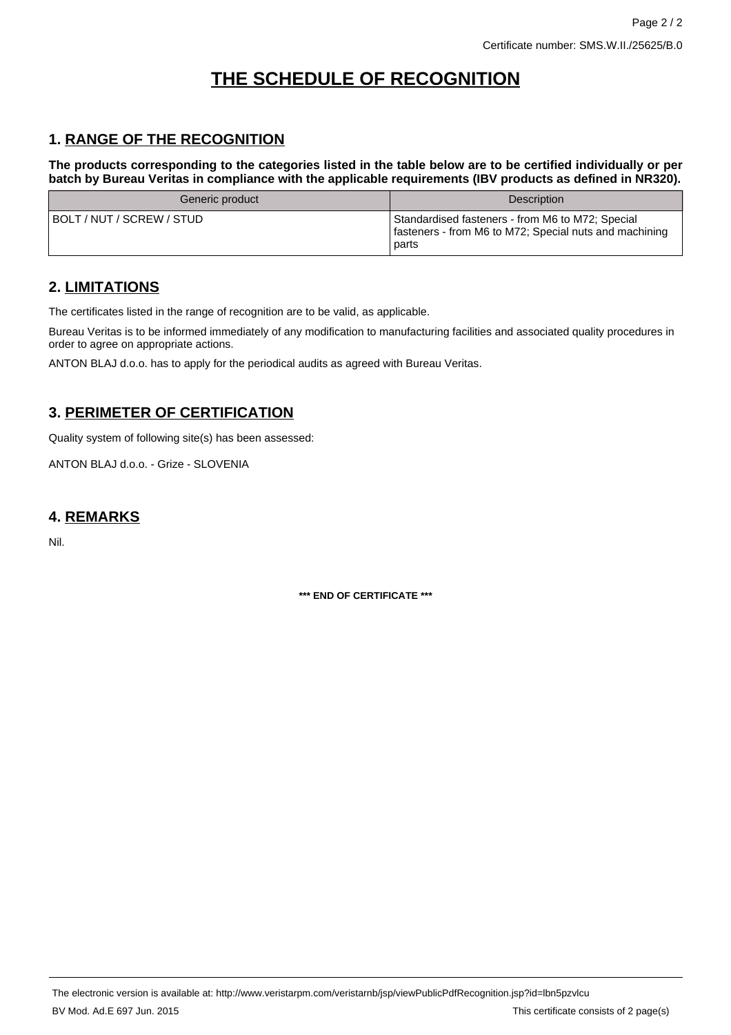Certificate number: SMS.W.II./25625/B.0

# THE SCHEDULE OF RECOGNITION

## 1. RANGE OF THE RECOGNITION

**The products corresponding to the categories listed in the table below are to be certified individually or per batch by Bureau Veritas in compliance with the applicable requirements (IBV products as defined in NR320).**

| Generic product | Description |
|---|---|
| BOLT / NUT / SCREW / STUD | Standardised fasteners - from M6 to M72; Special fasteners - from M6 to M72; Special nuts and machining parts |

## 2. LIMITATIONS

The certificates listed in the range of recognition are to be valid, as applicable.

Bureau Veritas is to be informed immediately of any modification to manufacturing facilities and associated quality procedures in order to agree on appropriate actions.

ANTON BLAJ d.o.o. has to apply for the periodical audits as agreed with Bureau Veritas.

## 3. PERIMETER OF CERTIFICATION

Quality system of following site(s) has been assessed:

ANTON BLAJ d.o.o. - Grize - SLOVENIA

## 4. REMARKS

Nil.

**\*\*\* END OF CERTIFICATE \*\*\***

The electronic version is available at: http://www.veristarpm.com/veristarnb/jsp/viewPublicPdfRecognition.jsp?id=lbn5pzvlcu

BV Mod. Ad.E 697 Jun. 2015

This certificate consists of 2 page(s)